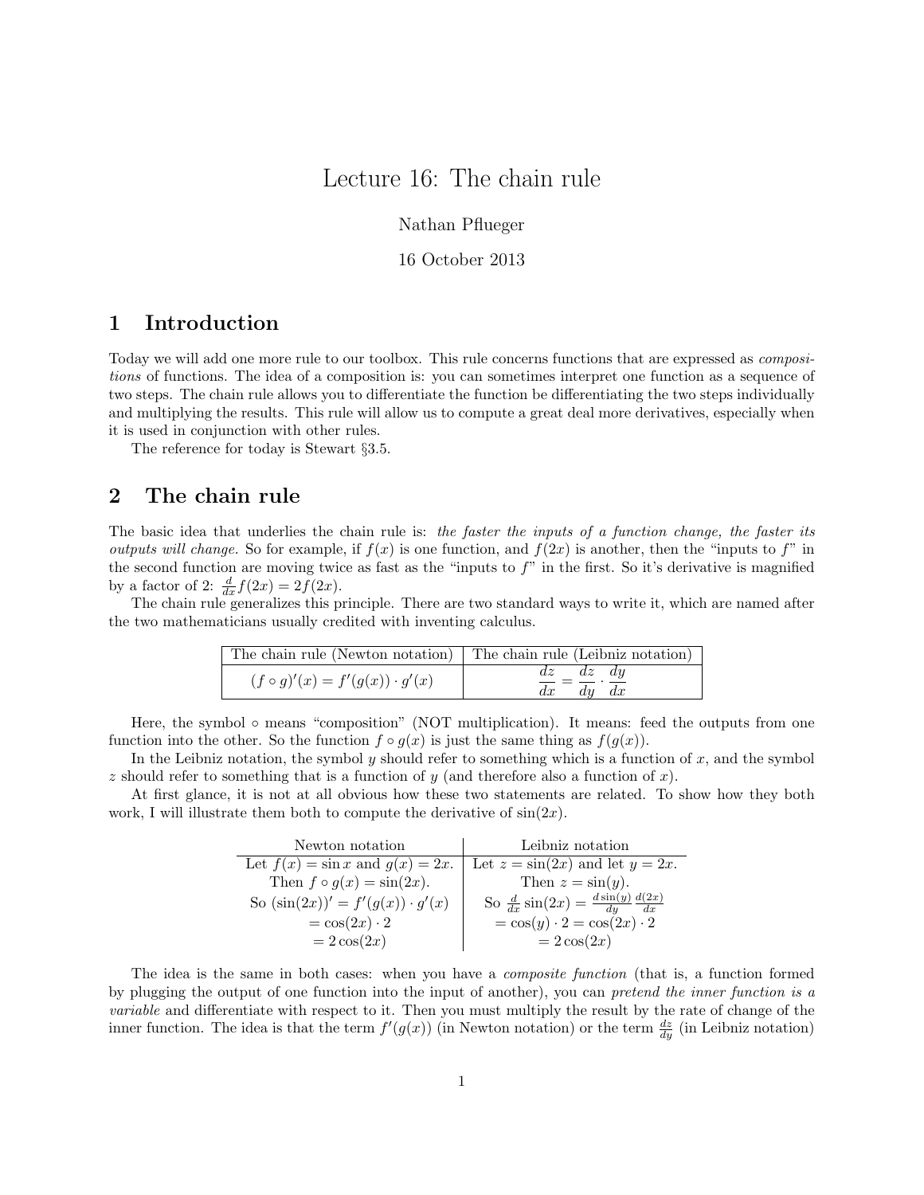# Lecture 16: The chain rule

Nathan Pflueger

16 October 2013

## 1 Introduction

Today we will add one more rule to our toolbox. This rule concerns functions that are expressed as *compositions* of functions. The idea of a composition is: you can sometimes interpret one function as a sequence of two steps. The chain rule allows you to differentiate the function be differentiating the two steps individually and multiplying the results. This rule will allow us to compute a great deal more derivatives, especially when it is used in conjunction with other rules.

The reference for today is Stewart §3.5.

## 2 The chain rule

The basic idea that underlies the chain rule is: *the faster the inputs of a function change, the faster its outputs will change.* So for example, if $f(x)$ is one function, and $f(2x)$ is another, then the "inputs to $f$" in the second function are moving twice as fast as the "inputs to $f$" in the first. So it's derivative is magnified by a factor of 2: $\frac{d}{dx}f(2x) = 2f(2x)$.

The chain rule generalizes this principle. There are two standard ways to write it, which are named after the two mathematicians usually credited with inventing calculus.

| The chain rule (Newton notation) | The chain rule (Leibniz notation) |
|---|---|
| $(f \circ g)'(x) = f'(g(x)) \cdot g'(x)$ | $\frac{dz}{dx} = \frac{dz}{dy} \cdot \frac{dy}{dx}$ |

Here, the symbol $\circ$ means "composition" (NOT multiplication). It means: feed the outputs from one function into the other. So the function $f \circ g(x)$ is just the same thing as $f(g(x))$.

In the Leibniz notation, the symbol $y$ should refer to something which is a function of $x$, and the symbol $z$ should refer to something that is a function of $y$ (and therefore also a function of $x$).

At first glance, it is not at all obvious how these two statements are related. To show how they both work, I will illustrate them both to compute the derivative of $\sin(2x)$.

| Newton notation | Leibniz notation |
|---|---|
| Let $f(x) = \sin x$ and $g(x) = 2x$. | Let $z = \sin(2x)$ and let $y = 2x$. |
| Then $f \circ g(x) = \sin(2x)$. | Then $z = \sin(y)$. |
| So $(\sin(2x))' = f'(g(x)) \cdot g'(x)$ | So $\frac{d}{dx}\sin(2x) = \frac{d\sin(y)}{dy}\frac{d(2x)}{dx}$ |
| $= \cos(2x) \cdot 2$ | $= \cos(y) \cdot 2 = \cos(2x) \cdot 2$ |
| $= 2\cos(2x)$ | $= 2\cos(2x)$ |

The idea is the same in both cases: when you have a *composite function* (that is, a function formed by plugging the output of one function into the input of another), you can *pretend the inner function is a variable* and differentiate with respect to it. Then you must multiply the result by the rate of change of the inner function. The idea is that the term $f'(g(x))$ (in Newton notation) or the term $\frac{dz}{dy}$ (in Leibniz notation)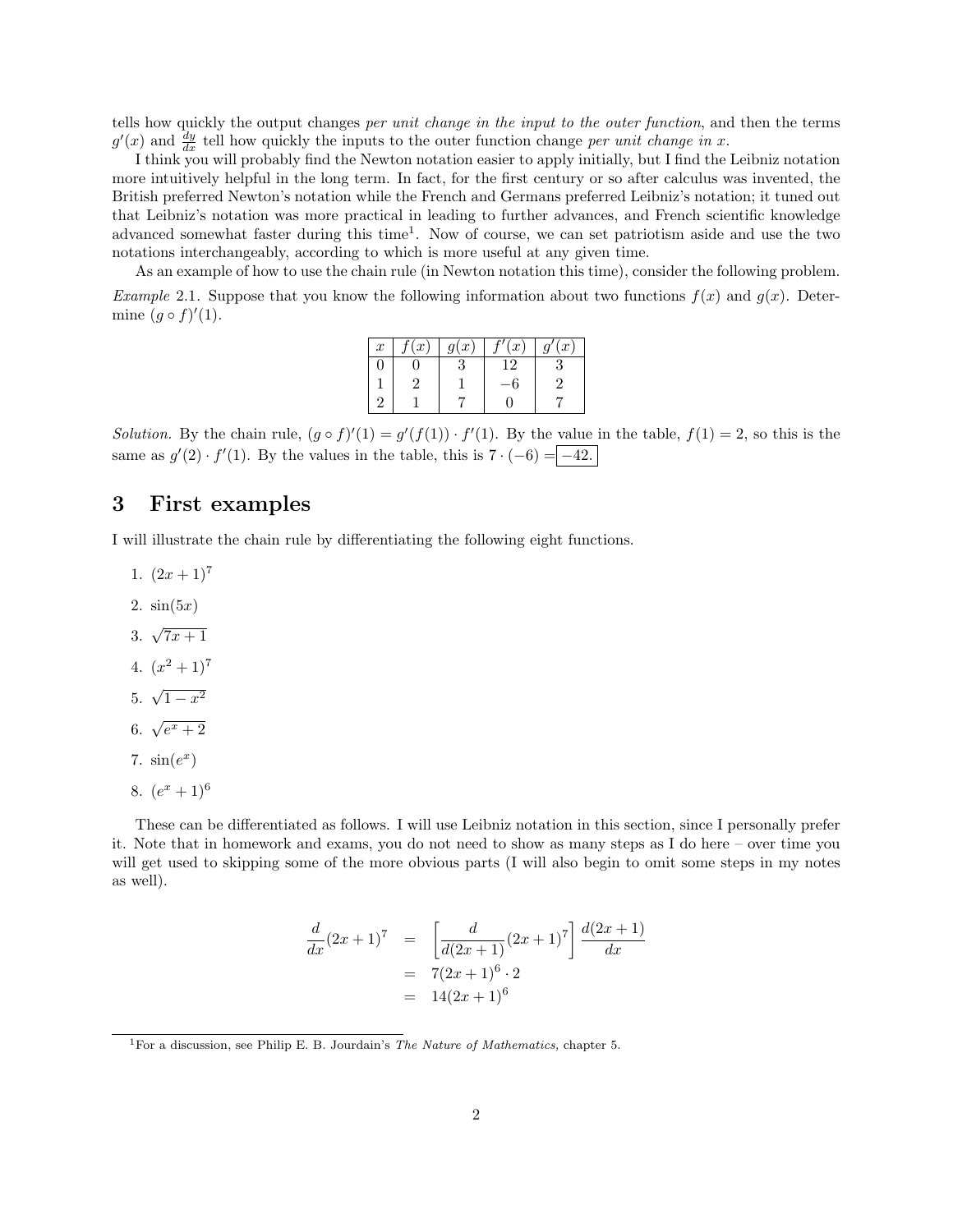tells how quickly the output changes *per unit change in the input to the outer function*, and then the terms $g'(x)$ and $\frac{dy}{dx}$ tell how quickly the inputs to the outer function change *per unit change in $x$*.

I think you will probably find the Newton notation easier to apply initially, but I find the Leibniz notation more intuitively helpful in the long term. In fact, for the first century or so after calculus was invented, the British preferred Newton's notation while the French and Germans preferred Leibniz's notation; it tuned out that Leibniz's notation was more practical in leading to further advances, and French scientific knowledge advanced somewhat faster during this time[1]. Now of course, we can set patriotism aside and use the two notations interchangeably, according to which is more useful at any given time.

As an example of how to use the chain rule (in Newton notation this time), consider the following problem.

*Example* 2.1. Suppose that you know the following information about two functions $f(x)$ and $g(x)$. Determine $(g \circ f)'(1)$.

| $x$ | $f(x)$ | $g(x)$ | $f'(x)$ | $g'(x)$ |
|---|---|---|---|---|
| 0 | 0 | 3 | 12 | 3 |
| 1 | 2 | 1 | $-6$ | 2 |
| 2 | 1 | 7 | 0 | 7 |

*Solution.* By the chain rule, $(g \circ f)'(1) = g'(f(1)) \cdot f'(1)$. By the value in the table, $f(1) = 2$, so this is the same as $g'(2) \cdot f'(1)$. By the values in the table, this is $7 \cdot (-6) = \boxed{-42.}$

# 3 First examples

I will illustrate the chain rule by differentiating the following eight functions.

1. $(2x + 1)^7$
2. $\sin(5x)$
3. $\sqrt{7x + 1}$
4. $(x^2 + 1)^7$
5. $\sqrt{1 - x^2}$
6. $\sqrt{e^x + 2}$
7. $\sin(e^x)$
8. $(e^x + 1)^6$

These can be differentiated as follows. I will use Leibniz notation in this section, since I personally prefer it. Note that in homework and exams, you do not need to show as many steps as I do here – over time you will get used to skipping some of the more obvious parts (I will also begin to omit some steps in my notes as well).

$$
\begin{aligned}
\frac{d}{dx}(2x + 1)^7 &= \left[\frac{d}{d(2x + 1)}(2x + 1)^7\right] \frac{d(2x + 1)}{dx} \\
&= 7(2x + 1)^6 \cdot 2 \\
&= 14(2x + 1)^6
\end{aligned}
$$

[1] For a discussion, see Philip E. B. Jourdain's *The Nature of Mathematics,* chapter 5.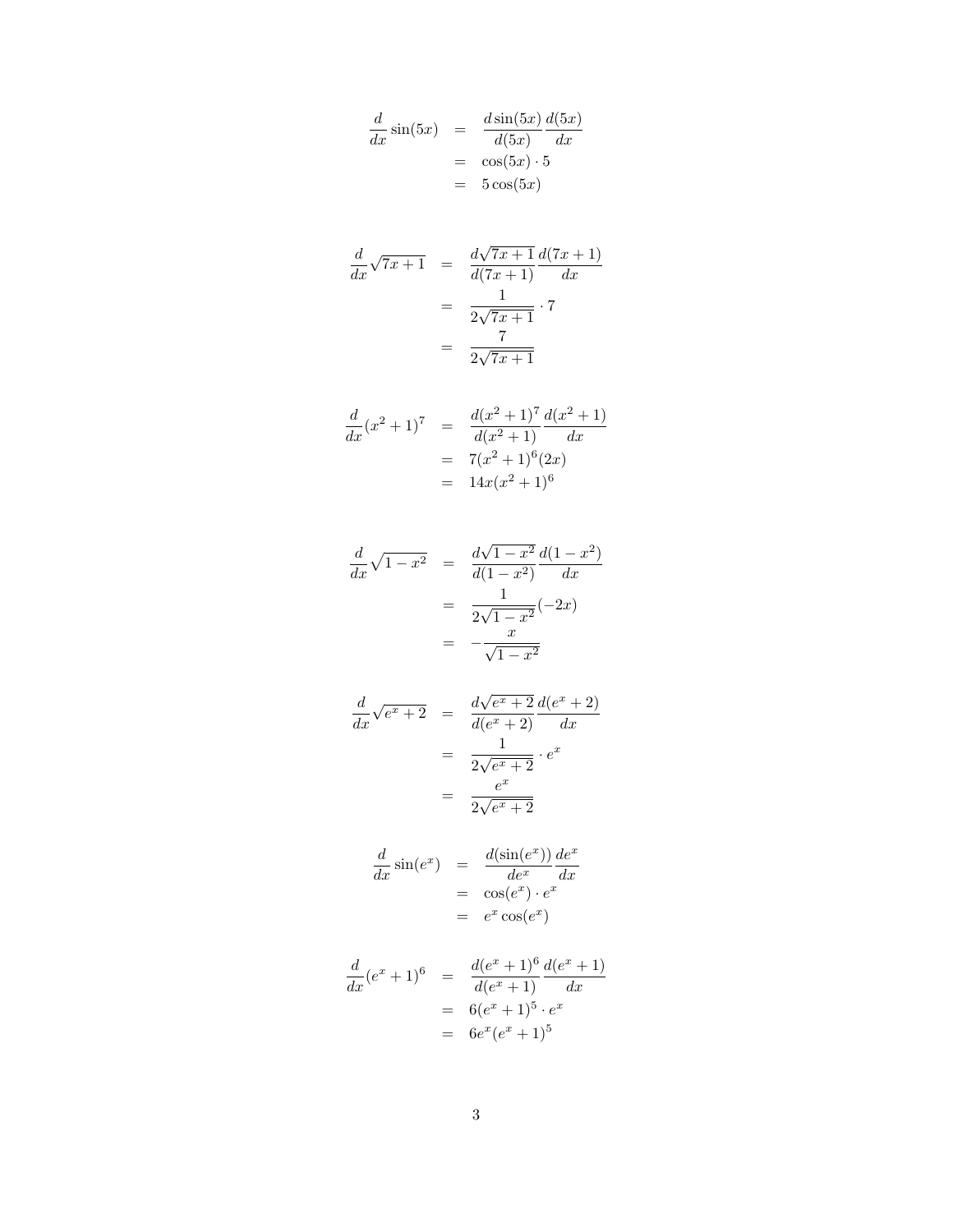$$
\begin{aligned}
\frac{d}{dx}\sin(5x) &= \frac{d\sin(5x)}{d(5x)}\frac{d(5x)}{dx} \\
&= \cos(5x)\cdot 5 \\
&= 5\cos(5x)
\end{aligned}
$$

$$
\begin{aligned}
\frac{d}{dx}\sqrt{7x+1} &= \frac{d\sqrt{7x+1}}{d(7x+1)}\frac{d(7x+1)}{dx} \\
&= \frac{1}{2\sqrt{7x+1}}\cdot 7 \\
&= \frac{7}{2\sqrt{7x+1}}
\end{aligned}
$$

$$
\begin{aligned}
\frac{d}{dx}(x^2+1)^7 &= \frac{d(x^2+1)^7}{d(x^2+1)}\frac{d(x^2+1)}{dx} \\
&= 7(x^2+1)^6(2x) \\
&= 14x(x^2+1)^6
\end{aligned}
$$

$$
\begin{aligned}
\frac{d}{dx}\sqrt{1-x^2} &= \frac{d\sqrt{1-x^2}}{d(1-x^2)}\frac{d(1-x^2)}{dx} \\
&= \frac{1}{2\sqrt{1-x^2}}(-2x) \\
&= -\frac{x}{\sqrt{1-x^2}}
\end{aligned}
$$

$$
\begin{aligned}
\frac{d}{dx}\sqrt{e^x+2} &= \frac{d\sqrt{e^x+2}}{d(e^x+2)}\frac{d(e^x+2)}{dx} \\
&= \frac{1}{2\sqrt{e^x+2}}\cdot e^x \\
&= \frac{e^x}{2\sqrt{e^x+2}}
\end{aligned}
$$

$$
\begin{aligned}
\frac{d}{dx}\sin(e^x) &= \frac{d(\sin(e^x))}{de^x}\frac{de^x}{dx} \\
&= \cos(e^x)\cdot e^x \\
&= e^x\cos(e^x)
\end{aligned}
$$

$$
\begin{aligned}
\frac{d}{dx}(e^x+1)^6 &= \frac{d(e^x+1)^6}{d(e^x+1)}\frac{d(e^x+1)}{dx} \\
&= 6(e^x+1)^5\cdot e^x \\
&= 6e^x(e^x+1)^5
\end{aligned}
$$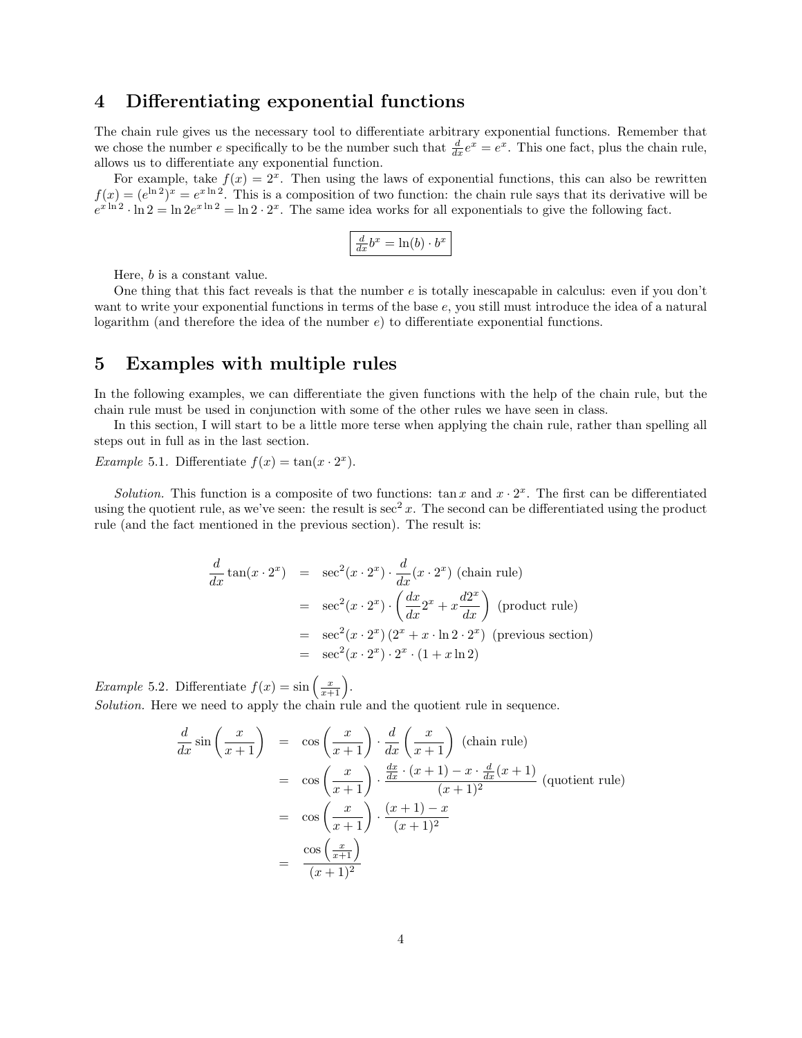## 4 Differentiating exponential functions

The chain rule gives us the necessary tool to differentiate arbitrary exponential functions. Remember that we chose the number $e$ specifically to be the number such that $\frac{d}{dx}e^x = e^x$. This one fact, plus the chain rule, allows us to differentiate any exponential function.

For example, take $f(x) = 2^x$. Then using the laws of exponential functions, this can also be rewritten $f(x) = (e^{\ln 2})^x = e^{x \ln 2}$. This is a composition of two function: the chain rule says that its derivative will be $e^{x \ln 2} \cdot \ln 2 = \ln 2 e^{x \ln 2} = \ln 2 \cdot 2^x$. The same idea works for all exponentials to give the following fact.

$$\boxed{\frac{d}{dx}b^x = \ln(b) \cdot b^x}$$

Here, $b$ is a constant value.

One thing that this fact reveals is that the number $e$ is totally inescapable in calculus: even if you don't want to write your exponential functions in terms of the base $e$, you still must introduce the idea of a natural logarithm (and therefore the idea of the number $e$) to differentiate exponential functions.

## 5 Examples with multiple rules

In the following examples, we can differentiate the given functions with the help of the chain rule, but the chain rule must be used in conjunction with some of the other rules we have seen in class.

In this section, I will start to be a little more terse when applying the chain rule, rather than spelling all steps out in full as in the last section.

*Example* 5.1. Differentiate $f(x) = \tan(x \cdot 2^x)$.

*Solution.* This function is a composite of two functions: $\tan x$ and $x \cdot 2^x$. The first can be differentiated using the quotient rule, as we've seen: the result is $\sec^2 x$. The second can be differentiated using the product rule (and the fact mentioned in the previous section). The result is:

$$
\begin{aligned}
\frac{d}{dx}\tan(x \cdot 2^x) &= \sec^2(x \cdot 2^x) \cdot \frac{d}{dx}(x \cdot 2^x) \text{ (chain rule)} \\
&= \sec^2(x \cdot 2^x) \cdot \left( \frac{dx}{dx}2^x + x\frac{d2^x}{dx} \right) \text{ (product rule)} \\
&= \sec^2(x \cdot 2^x)\left(2^x + x \cdot \ln 2 \cdot 2^x\right) \text{ (previous section)} \\
&= \sec^2(x \cdot 2^x) \cdot 2^x \cdot (1 + x \ln 2)
\end{aligned}
$$

*Example* 5.2. Differentiate $f(x) = \sin\left(\frac{x}{x+1}\right)$.

*Solution.* Here we need to apply the chain rule and the quotient rule in sequence.

$$
\begin{aligned}
\frac{d}{dx}\sin\left(\frac{x}{x+1}\right) &= \cos\left(\frac{x}{x+1}\right) \cdot \frac{d}{dx}\left(\frac{x}{x+1}\right) \text{ (chain rule)} \\
&= \cos\left(\frac{x}{x+1}\right) \cdot \frac{\frac{dx}{dx} \cdot (x+1) - x \cdot \frac{d}{dx}(x+1)}{(x+1)^2} \text{ (quotient rule)} \\
&= \cos\left(\frac{x}{x+1}\right) \cdot \frac{(x+1) - x}{(x+1)^2} \\
&= \frac{\cos\left(\frac{x}{x+1}\right)}{(x+1)^2}
\end{aligned}
$$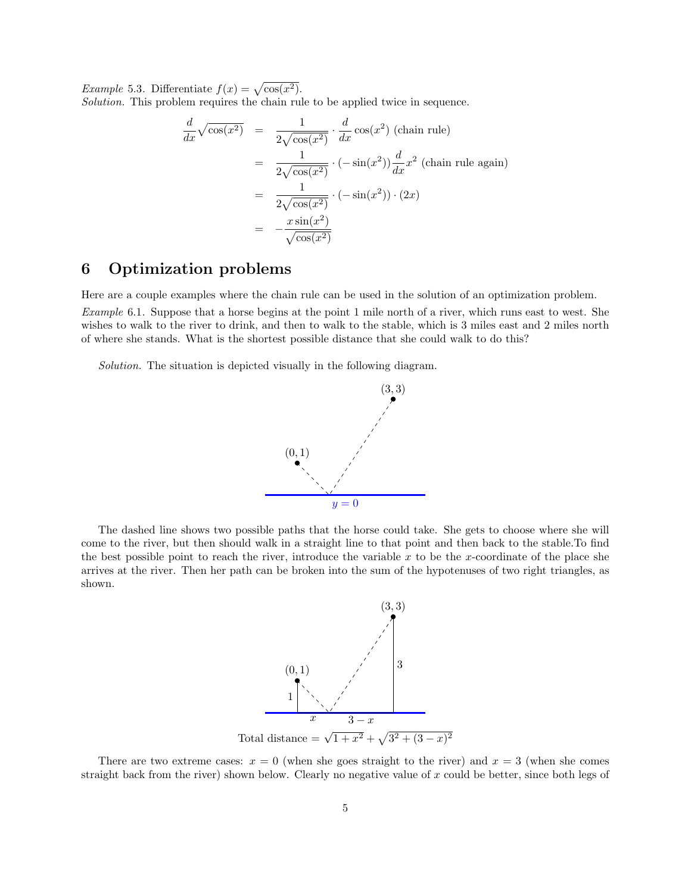*Example* 5.3. Differentiate $f(x) = \sqrt{\cos(x^2)}$.
*Solution.* This problem requires the chain rule to be applied twice in sequence.

$$
\begin{aligned}
\frac{d}{dx}\sqrt{\cos(x^2)} &= \frac{1}{2\sqrt{\cos(x^2)}} \cdot \frac{d}{dx}\cos(x^2) \text{ (chain rule)} \\
&= \frac{1}{2\sqrt{\cos(x^2)}} \cdot (-\sin(x^2))\frac{d}{dx}x^2 \text{ (chain rule again)} \\
&= \frac{1}{2\sqrt{\cos(x^2)}} \cdot (-\sin(x^2)) \cdot (2x) \\
&= -\frac{x\sin(x^2)}{\sqrt{\cos(x^2)}}
\end{aligned}
$$

## 6 Optimization problems

Here are a couple examples where the chain rule can be used in the solution of an optimization problem.

*Example* 6.1. Suppose that a horse begins at the point 1 mile north of a river, which runs east to west. She wishes to walk to the river to drink, and then to walk to the stable, which is 3 miles east and 2 miles north of where she stands. What is the shortest possible distance that she could walk to do this?

*Solution.* The situation is depicted visually in the following diagram.

The dashed line shows two possible paths that the horse could take. She gets to choose where she will come to the river, but then should walk in a straight line to that point and then back to the stable.To find the best possible point to reach the river, introduce the variable $x$ to be the $x$-coordinate of the place she arrives at the river. Then her path can be broken into the sum of the hypotenuses of two right triangles, as shown.

Total distance $= \sqrt{1+x^2} + \sqrt{3^2+(3-x)^2}$

There are two extreme cases: $x = 0$ (when she goes straight to the river) and $x = 3$ (when she comes straight back from the river) shown below. Clearly no negative value of $x$ could be better, since both legs of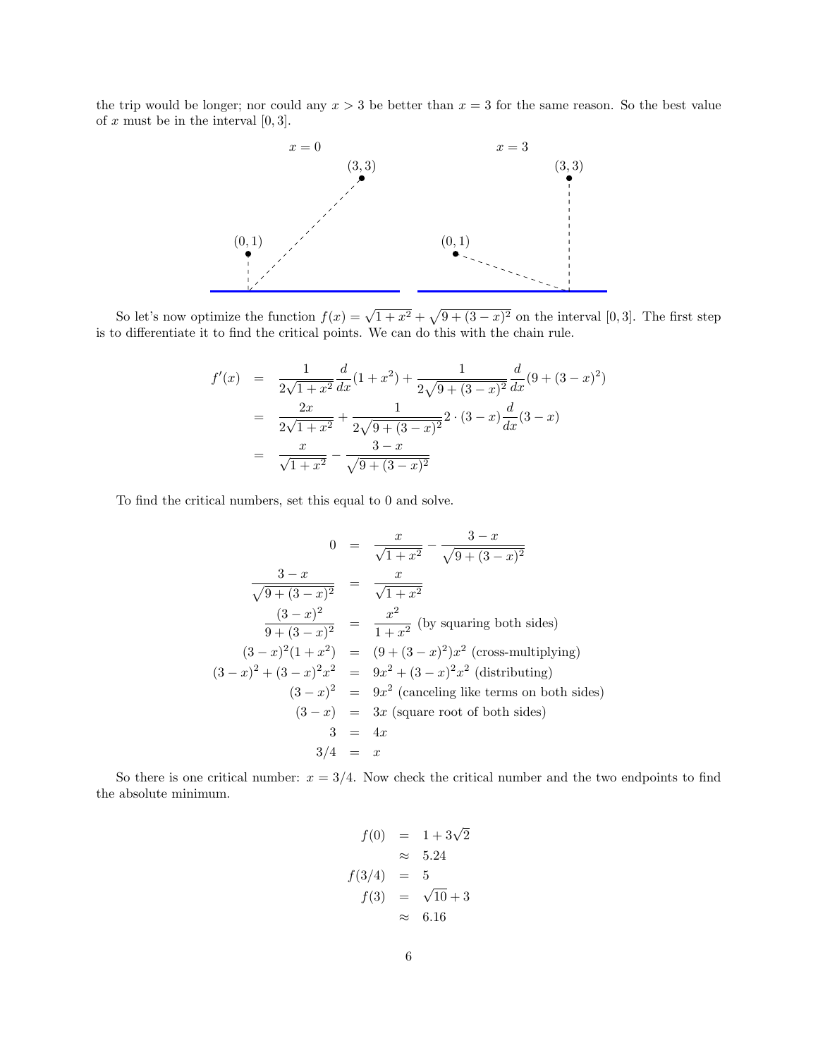the trip would be longer; nor could any $x > 3$ be better than $x = 3$ for the same reason. So the best value of $x$ must be in the interval $[0, 3]$.

So let's now optimize the function $f(x) = \sqrt{1+x^2} + \sqrt{9+(3-x)^2}$ on the interval $[0, 3]$. The first step is to differentiate it to find the critical points. We can do this with the chain rule.

$$
\begin{aligned}
f'(x) &= \frac{1}{2\sqrt{1+x^2}}\frac{d}{dx}(1+x^2) + \frac{1}{2\sqrt{9+(3-x)^2}}\frac{d}{dx}(9+(3-x)^2) \\
&= \frac{2x}{2\sqrt{1+x^2}} + \frac{1}{2\sqrt{9+(3-x)^2}}2\cdot(3-x)\frac{d}{dx}(3-x) \\
&= \frac{x}{\sqrt{1+x^2}} - \frac{3-x}{\sqrt{9+(3-x)^2}}
\end{aligned}
$$

To find the critical numbers, set this equal to 0 and solve.

$$
\begin{aligned}
0 &= \frac{x}{\sqrt{1+x^2}} - \frac{3-x}{\sqrt{9+(3-x)^2}} \\
\frac{3-x}{\sqrt{9+(3-x)^2}} &= \frac{x}{\sqrt{1+x^2}} \\
\frac{(3-x)^2}{9+(3-x)^2} &= \frac{x^2}{1+x^2} \text{ (by squaring both sides)} \\
(3-x)^2(1+x^2) &= (9+(3-x)^2)x^2 \text{ (cross-multiplying)} \\
(3-x)^2 + (3-x)^2x^2 &= 9x^2 + (3-x)^2x^2 \text{ (distributing)} \\
(3-x)^2 &= 9x^2 \text{ (canceling like terms on both sides)} \\
(3-x) &= 3x \text{ (square root of both sides)} \\
3 &= 4x \\
3/4 &= x
\end{aligned}
$$

So there is one critical number: $x = 3/4$. Now check the critical number and the two endpoints to find the absolute minimum.

$$
\begin{aligned}
f(0) &= 1 + 3\sqrt{2} \\
&\approx 5.24 \\
f(3/4) &= 5 \\
f(3) &= \sqrt{10} + 3 \\
&\approx 6.16
\end{aligned}
$$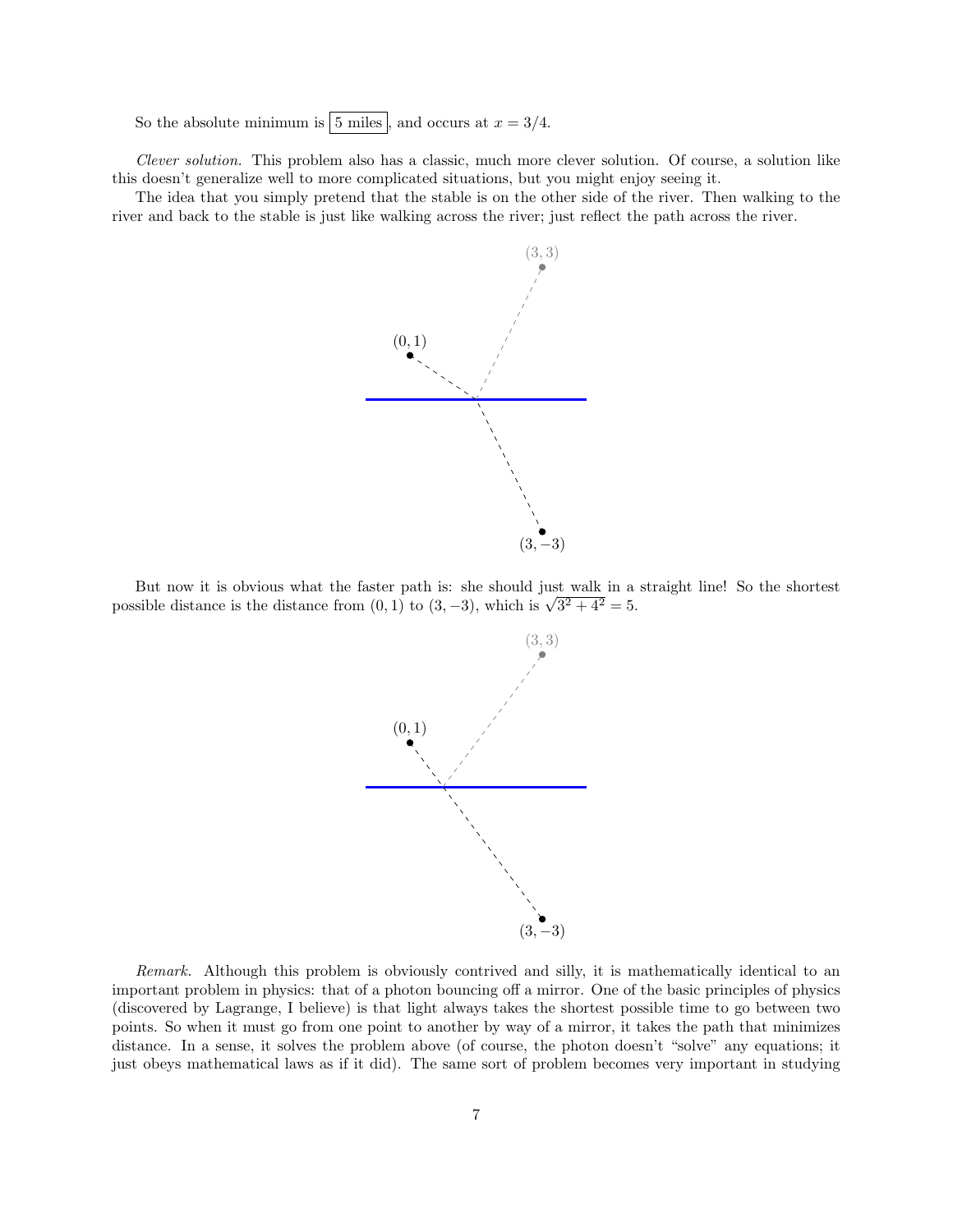So the absolute minimum is $\boxed{5 \text{ miles}}$, and occurs at $x = 3/4$.

*Clever solution.* This problem also has a classic, much more clever solution. Of course, a solution like this doesn't generalize well to more complicated situations, but you might enjoy seeing it.

The idea that you simply pretend that the stable is on the other side of the river. Then walking to the river and back to the stable is just like walking across the river; just reflect the path across the river.

But now it is obvious what the faster path is: she should just walk in a straight line! So the shortest possible distance is the distance from $(0, 1)$ to $(3, -3)$, which is $\sqrt{3^2 + 4^2} = 5$.

*Remark.* Although this problem is obviously contrived and silly, it is mathematically identical to an important problem in physics: that of a photon bouncing off a mirror. One of the basic principles of physics (discovered by Lagrange, I believe) is that light always takes the shortest possible time to go between two points. So when it must go from one point to another by way of a mirror, it takes the path that minimizes distance. In a sense, it solves the problem above (of course, the photon doesn't "solve" any equations; it just obeys mathematical laws as if it did). The same sort of problem becomes very important in studying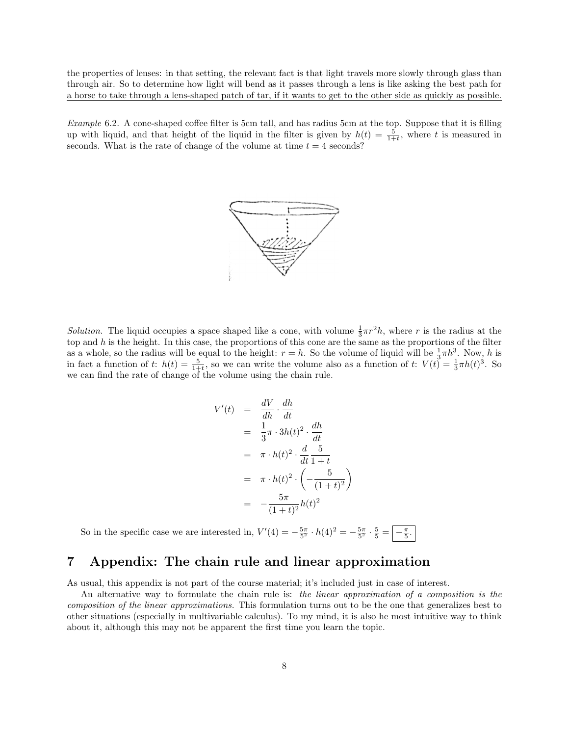the properties of lenses: in that setting, the relevant fact is that light travels more slowly through glass than through air. So to determine how light will bend as it passes through a lens is like asking the best path for a horse to take through a lens-shaped patch of tar, if it wants to get to the other side as quickly as possible.

*Example* 6.2. A cone-shaped coffee filter is 5cm tall, and has radius 5cm at the top. Suppose that it is filling up with liquid, and that height of the liquid in the filter is given by $h(t) = \frac{5}{1+t}$, where $t$ is measured in seconds. What is the rate of change of the volume at time $t = 4$ seconds?

*Solution.* The liquid occupies a space shaped like a cone, with volume $\frac{1}{3}\pi r^2 h$, where $r$ is the radius at the top and $h$ is the height. In this case, the proportions of this cone are the same as the proportions of the filter as a whole, so the radius will be equal to the height: $r = h$. So the volume of liquid will be $\frac{1}{3}\pi h^3$. Now, $h$ is in fact a function of $t$: $h(t) = \frac{5}{1+t}$, so we can write the volume also as a function of $t$: $V(t) = \frac{1}{3}\pi h(t)^3$. So we can find the rate of change of the volume using the chain rule.

$$
\begin{aligned}
V'(t) &= \frac{dV}{dh} \cdot \frac{dh}{dt} \\
&= \frac{1}{3}\pi \cdot 3h(t)^2 \cdot \frac{dh}{dt} \\
&= \pi \cdot h(t)^2 \cdot \frac{d}{dt}\frac{5}{1+t} \\
&= \pi \cdot h(t)^2 \cdot \left(-\frac{5}{(1+t)^2}\right) \\
&= -\frac{5\pi}{(1+t)^2} h(t)^2
\end{aligned}
$$

So in the specific case we are interested in, $V'(4) = -\frac{5\pi}{5^2} \cdot h(4)^2 = -\frac{5\pi}{5^2} \cdot \frac{5}{5} = \boxed{-\frac{\pi}{5}}$.

# 7 Appendix: The chain rule and linear approximation

As usual, this appendix is not part of the course material; it's included just in case of interest.

An alternative way to formulate the chain rule is: *the linear approximation of a composition is the composition of the linear approximations.* This formulation turns out to be the one that generalizes best to other situations (especially in multivariable calculus). To my mind, it is also he most intuitive way to think about it, although this may not be apparent the first time you learn the topic.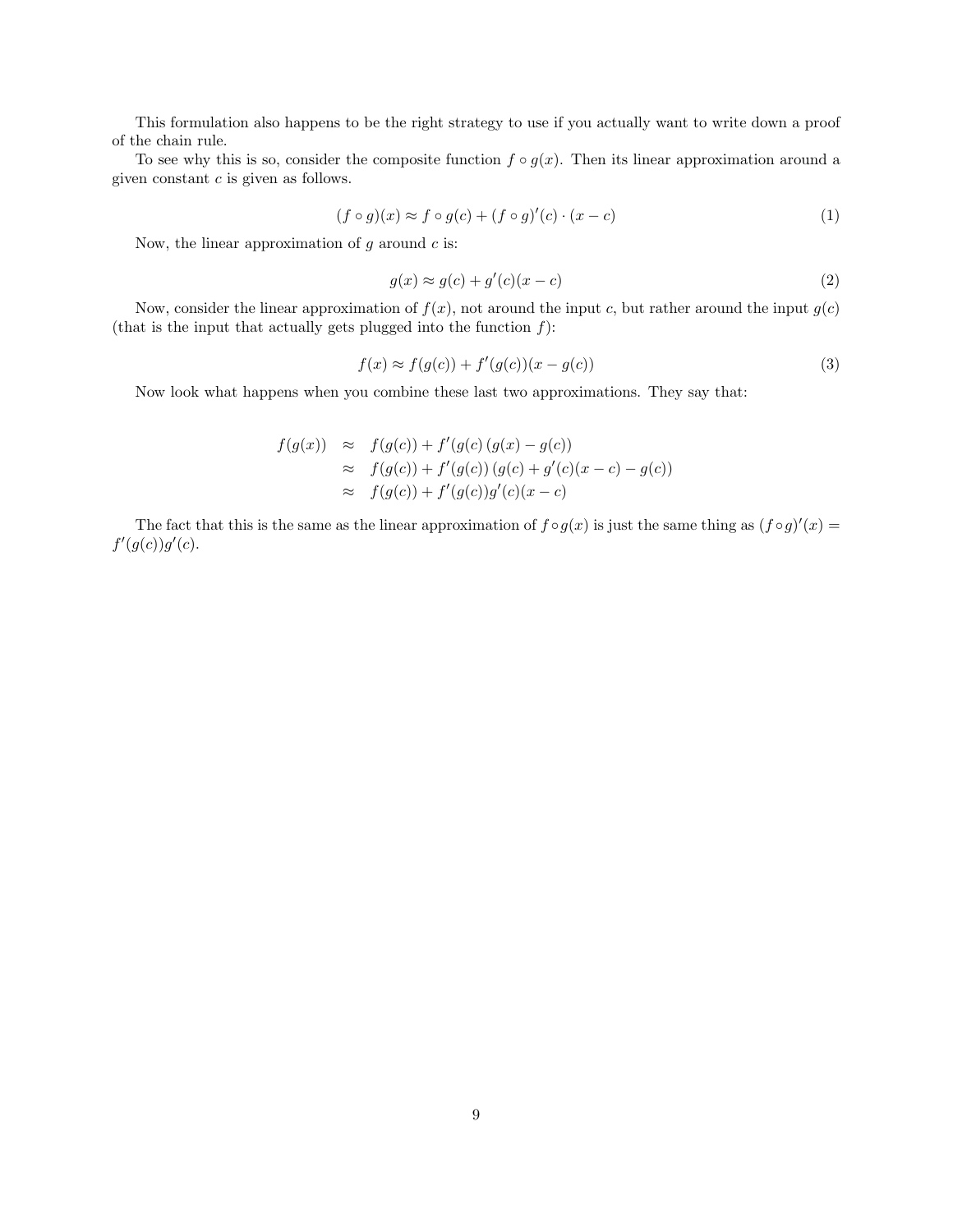This formulation also happens to be the right strategy to use if you actually want to write down a proof of the chain rule.

To see why this is so, consider the composite function $f \circ g(x)$. Then its linear approximation around a given constant $c$ is given as follows.

$$(f \circ g)(x) \approx f \circ g(c) + (f \circ g)'(c) \cdot (x - c) \tag{1}$$

Now, the linear approximation of $g$ around $c$ is:

$$g(x) \approx g(c) + g'(c)(x - c) \tag{2}$$

Now, consider the linear approximation of $f(x)$, not around the input $c$, but rather around the input $g(c)$ (that is the input that actually gets plugged into the function $f$):

$$f(x) \approx f(g(c)) + f'(g(c))(x - g(c)) \tag{3}$$

Now look what happens when you combine these last two approximations. They say that:

$$\begin{aligned}
f(g(x)) &\approx f(g(c)) + f'(g(c)\,(g(x) - g(c)) \\
&\approx f(g(c)) + f'(g(c))\,(g(c) + g'(c)(x - c) - g(c)) \\
&\approx f(g(c)) + f'(g(c))g'(c)(x - c)
\end{aligned}$$

The fact that this is the same as the linear approximation of $f \circ g(x)$ is just the same thing as $(f \circ g)'(x) = f'(g(c))g'(c)$.